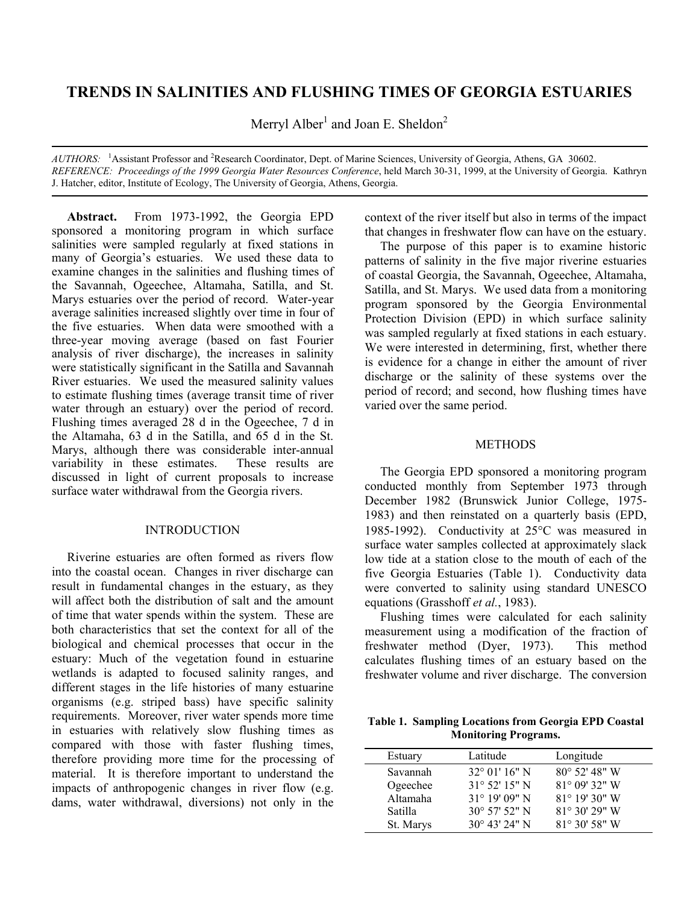# TRENDS IN SALINITIES AND FLUSHING TIMES OF GEORGIA ESTUARIES

Merryl Alber[1] and Joan E. Sheldon[2]

*AUTHORS:* [1]Assistant Professor and [2]Research Coordinator, Dept. of Marine Sciences, University of Georgia, Athens, GA 30602.
*REFERENCE:* *Proceedings of the 1999 Georgia Water Resources Conference*, held March 30-31, 1999, at the University of Georgia. Kathryn J. Hatcher, editor, Institute of Ecology, The University of Georgia, Athens, Georgia.

**Abstract.** From 1973-1992, the Georgia EPD sponsored a monitoring program in which surface salinities were sampled regularly at fixed stations in many of Georgia's estuaries. We used these data to examine changes in the salinities and flushing times of the Savannah, Ogeechee, Altamaha, Satilla, and St. Marys estuaries over the period of record. Water-year average salinities increased slightly over time in four of the five estuaries. When data were smoothed with a three-year moving average (based on fast Fourier analysis of river discharge), the increases in salinity were statistically significant in the Satilla and Savannah River estuaries. We used the measured salinity values to estimate flushing times (average transit time of river water through an estuary) over the period of record. Flushing times averaged 28 d in the Ogeechee, 7 d in the Altamaha, 63 d in the Satilla, and 65 d in the St. Marys, although there was considerable inter-annual variability in these estimates. These results are discussed in light of current proposals to increase surface water withdrawal from the Georgia rivers.

## INTRODUCTION

Riverine estuaries are often formed as rivers flow into the coastal ocean. Changes in river discharge can result in fundamental changes in the estuary, as they will affect both the distribution of salt and the amount of time that water spends within the system. These are both characteristics that set the context for all of the biological and chemical processes that occur in the estuary: Much of the vegetation found in estuarine wetlands is adapted to focused salinity ranges, and different stages in the life histories of many estuarine organisms (e.g. striped bass) have specific salinity requirements. Moreover, river water spends more time in estuaries with relatively slow flushing times as compared with those with faster flushing times, therefore providing more time for the processing of material. It is therefore important to understand the impacts of anthropogenic changes in river flow (e.g. dams, water withdrawal, diversions) not only in the context of the river itself but also in terms of the impact that changes in freshwater flow can have on the estuary.

The purpose of this paper is to examine historic patterns of salinity in the five major riverine estuaries of coastal Georgia, the Savannah, Ogeechee, Altamaha, Satilla, and St. Marys. We used data from a monitoring program sponsored by the Georgia Environmental Protection Division (EPD) in which surface salinity was sampled regularly at fixed stations in each estuary. We were interested in determining, first, whether there is evidence for a change in either the amount of river discharge or the salinity of these systems over the period of record; and second, how flushing times have varied over the same period.

## METHODS

The Georgia EPD sponsored a monitoring program conducted monthly from September 1973 through December 1982 (Brunswick Junior College, 1975-1983) and then reinstated on a quarterly basis (EPD, 1985-1992). Conductivity at 25°C was measured in surface water samples collected at approximately slack low tide at a station close to the mouth of each of the five Georgia Estuaries (Table 1). Conductivity data were converted to salinity using standard UNESCO equations (Grasshoff *et al.*, 1983).

Flushing times were calculated for each salinity measurement using a modification of the fraction of freshwater method (Dyer, 1973). This method calculates flushing times of an estuary based on the freshwater volume and river discharge. The conversion

**Table 1. Sampling Locations from Georgia EPD Coastal Monitoring Programs.**

| Estuary | Latitude | Longitude |
|---|---|---|
| Savannah | 32° 01' 16" N | 80° 52' 48" W |
| Ogeechee | 31° 52' 15" N | 81° 09' 32" W |
| Altamaha | 31° 19' 09" N | 81° 19' 30" W |
| Satilla | 30° 57' 52" N | 81° 30' 29" W |
| St. Marys | 30° 43' 24" N | 81° 30' 58" W |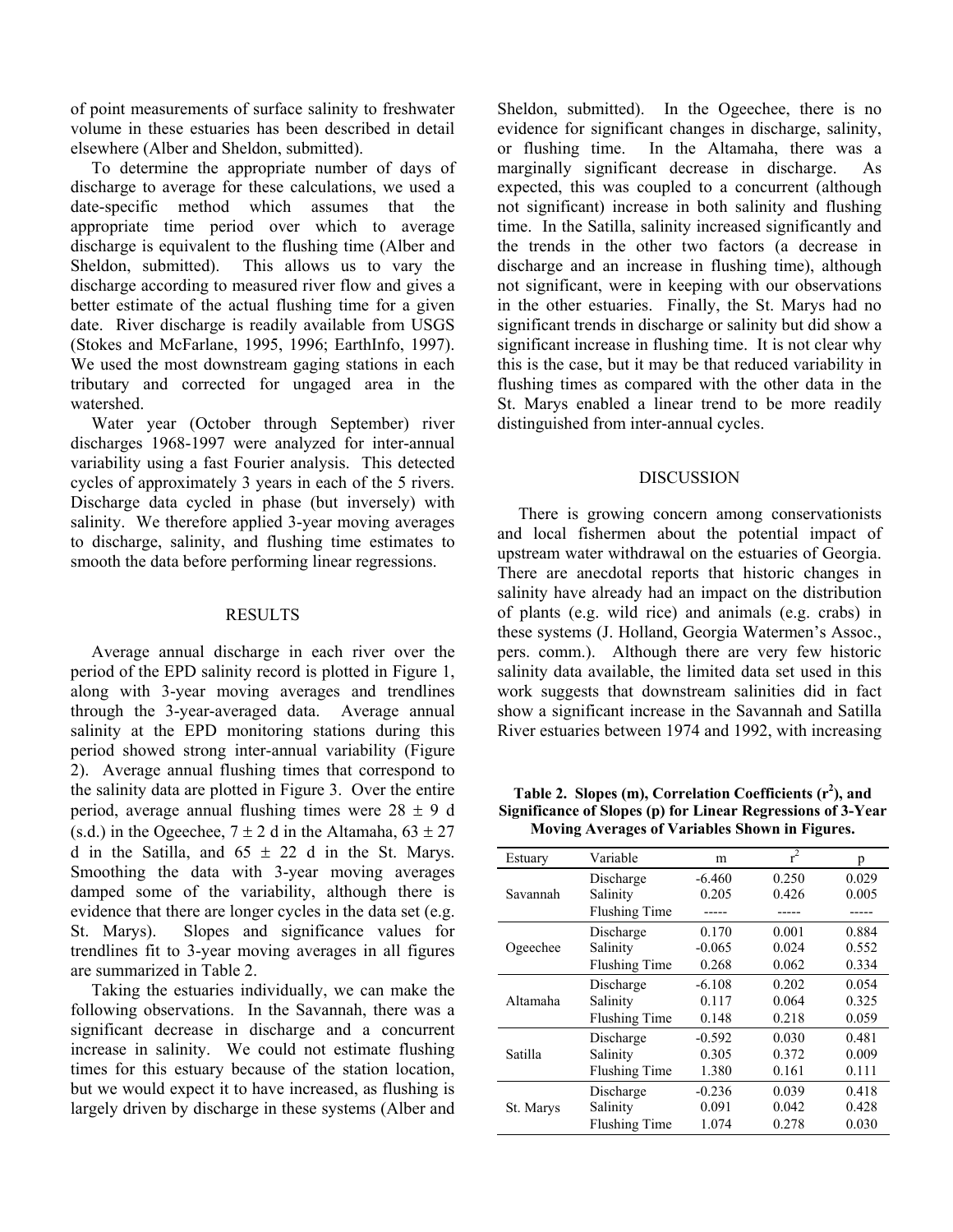of point measurements of surface salinity to freshwater volume in these estuaries has been described in detail elsewhere (Alber and Sheldon, submitted).

To determine the appropriate number of days of discharge to average for these calculations, we used a date-specific method which assumes that the appropriate time period over which to average discharge is equivalent to the flushing time (Alber and Sheldon, submitted). This allows us to vary the discharge according to measured river flow and gives a better estimate of the actual flushing time for a given date. River discharge is readily available from USGS (Stokes and McFarlane, 1995, 1996; EarthInfo, 1997). We used the most downstream gaging stations in each tributary and corrected for ungaged area in the watershed.

Water year (October through September) river discharges 1968-1997 were analyzed for inter-annual variability using a fast Fourier analysis. This detected cycles of approximately 3 years in each of the 5 rivers. Discharge data cycled in phase (but inversely) with salinity. We therefore applied 3-year moving averages to discharge, salinity, and flushing time estimates to smooth the data before performing linear regressions.

## RESULTS

Average annual discharge in each river over the period of the EPD salinity record is plotted in Figure 1, along with 3-year moving averages and trendlines through the 3-year-averaged data. Average annual salinity at the EPD monitoring stations during this period showed strong inter-annual variability (Figure 2). Average annual flushing times that correspond to the salinity data are plotted in Figure 3. Over the entire period, average annual flushing times were 28 ± 9 d (s.d.) in the Ogeechee, 7 ± 2 d in the Altamaha, 63 ± 27 d in the Satilla, and 65 ± 22 d in the St. Marys. Smoothing the data with 3-year moving averages damped some of the variability, although there is evidence that there are longer cycles in the data set (e.g. St. Marys). Slopes and significance values for trendlines fit to 3-year moving averages in all figures are summarized in Table 2.

Taking the estuaries individually, we can make the following observations. In the Savannah, there was a significant decrease in discharge and a concurrent increase in salinity. We could not estimate flushing times for this estuary because of the station location, but we would expect it to have increased, as flushing is largely driven by discharge in these systems (Alber and Sheldon, submitted). In the Ogeechee, there is no evidence for significant changes in discharge, salinity, or flushing time. In the Altamaha, there was a marginally significant decrease in discharge. As expected, this was coupled to a concurrent (although not significant) increase in both salinity and flushing time. In the Satilla, salinity increased significantly and the trends in the other two factors (a decrease in discharge and an increase in flushing time), although not significant, were in keeping with our observations in the other estuaries. Finally, the St. Marys had no significant trends in discharge or salinity but did show a significant increase in flushing time. It is not clear why this is the case, but it may be that reduced variability in flushing times as compared with the other data in the St. Marys enabled a linear trend to be more readily distinguished from inter-annual cycles.

## DISCUSSION

There is growing concern among conservationists and local fishermen about the potential impact of upstream water withdrawal on the estuaries of Georgia. There are anecdotal reports that historic changes in salinity have already had an impact on the distribution of plants (e.g. wild rice) and animals (e.g. crabs) in these systems (J. Holland, Georgia Watermen's Assoc., pers. comm.). Although there are very few historic salinity data available, the limited data set used in this work suggests that downstream salinities did in fact show a significant increase in the Savannah and Satilla River estuaries between 1974 and 1992, with increasing

**Table 2. Slopes (m), Correlation Coefficients ($r^2$), and Significance of Slopes (p) for Linear Regressions of 3-Year Moving Averages of Variables Shown in Figures.**

| Estuary | Variable | m | $r^2$ | p |
|---|---|---|---|---|
| Savannah | Discharge | -6.460 | 0.250 | 0.029 |
| | Salinity | 0.205 | 0.426 | 0.005 |
| | Flushing Time | ----- | ----- | ----- |
| Ogeechee | Discharge | 0.170 | 0.001 | 0.884 |
| | Salinity | -0.065 | 0.024 | 0.552 |
| | Flushing Time | 0.268 | 0.062 | 0.334 |
| Altamaha | Discharge | -6.108 | 0.202 | 0.054 |
| | Salinity | 0.117 | 0.064 | 0.325 |
| | Flushing Time | 0.148 | 0.218 | 0.059 |
| Satilla | Discharge | -0.592 | 0.030 | 0.481 |
| | Salinity | 0.305 | 0.372 | 0.009 |
| | Flushing Time | 1.380 | 0.161 | 0.111 |
| St. Marys | Discharge | -0.236 | 0.039 | 0.418 |
| | Salinity | 0.091 | 0.042 | 0.428 |
| | Flushing Time | 1.074 | 0.278 | 0.030 |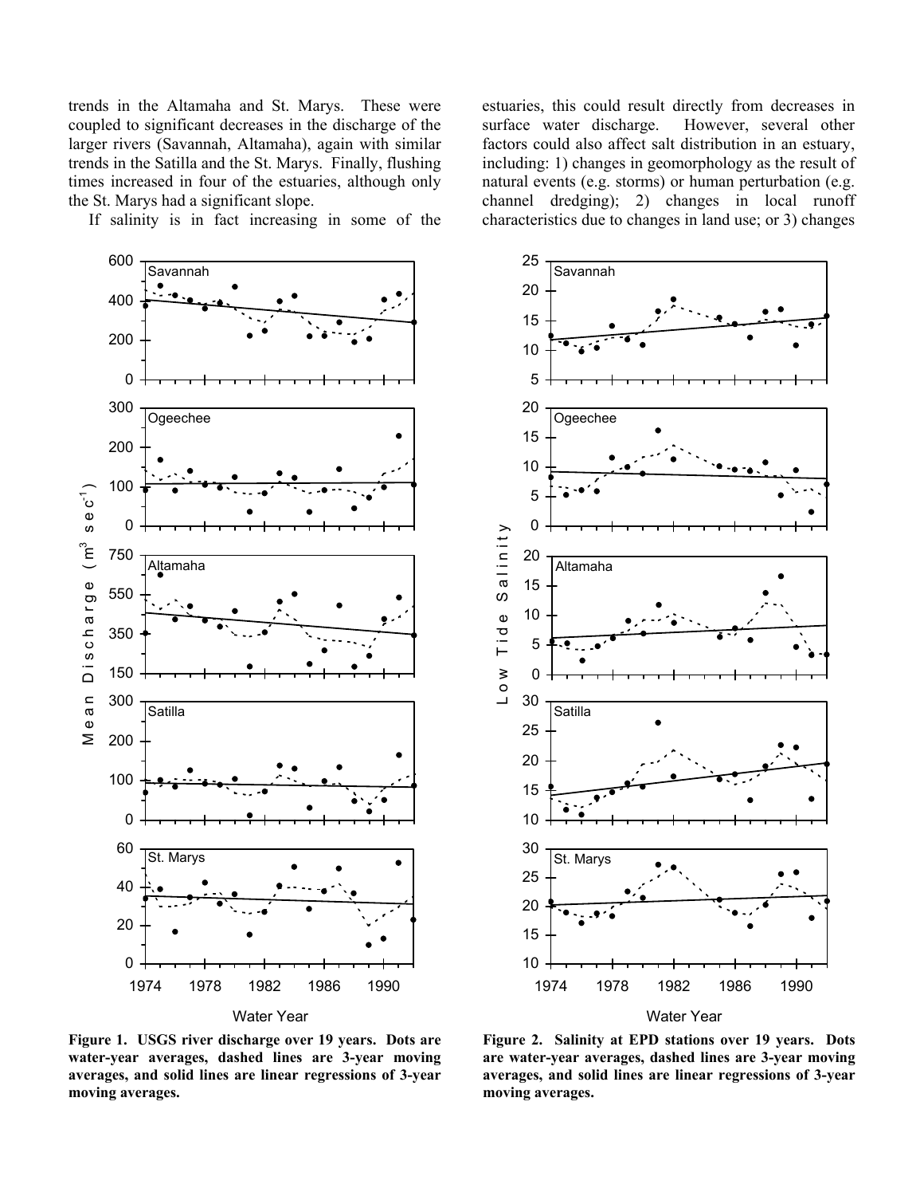trends in the Altamaha and St. Marys. These were coupled to significant decreases in the discharge of the larger rivers (Savannah, Altamaha), again with similar trends in the Satilla and the St. Marys. Finally, flushing times increased in four of the estuaries, although only the St. Marys had a significant slope.

If salinity is in fact increasing in some of the estuaries, this could result directly from decreases in surface water discharge. However, several other factors could also affect salt distribution in an estuary, including: 1) changes in geomorphology as the result of natural events (e.g. storms) or human perturbation (e.g. channel dredging); 2) changes in local runoff characteristics due to changes in land use; or 3) changes

**Figure 1. USGS river discharge over 19 years. Dots are water-year averages, dashed lines are 3-year moving averages, and solid lines are linear regressions of 3-year moving averages.**

**Figure 2. Salinity at EPD stations over 19 years. Dots are water-year averages, dashed lines are 3-year moving averages, and solid lines are linear regressions of 3-year moving averages.**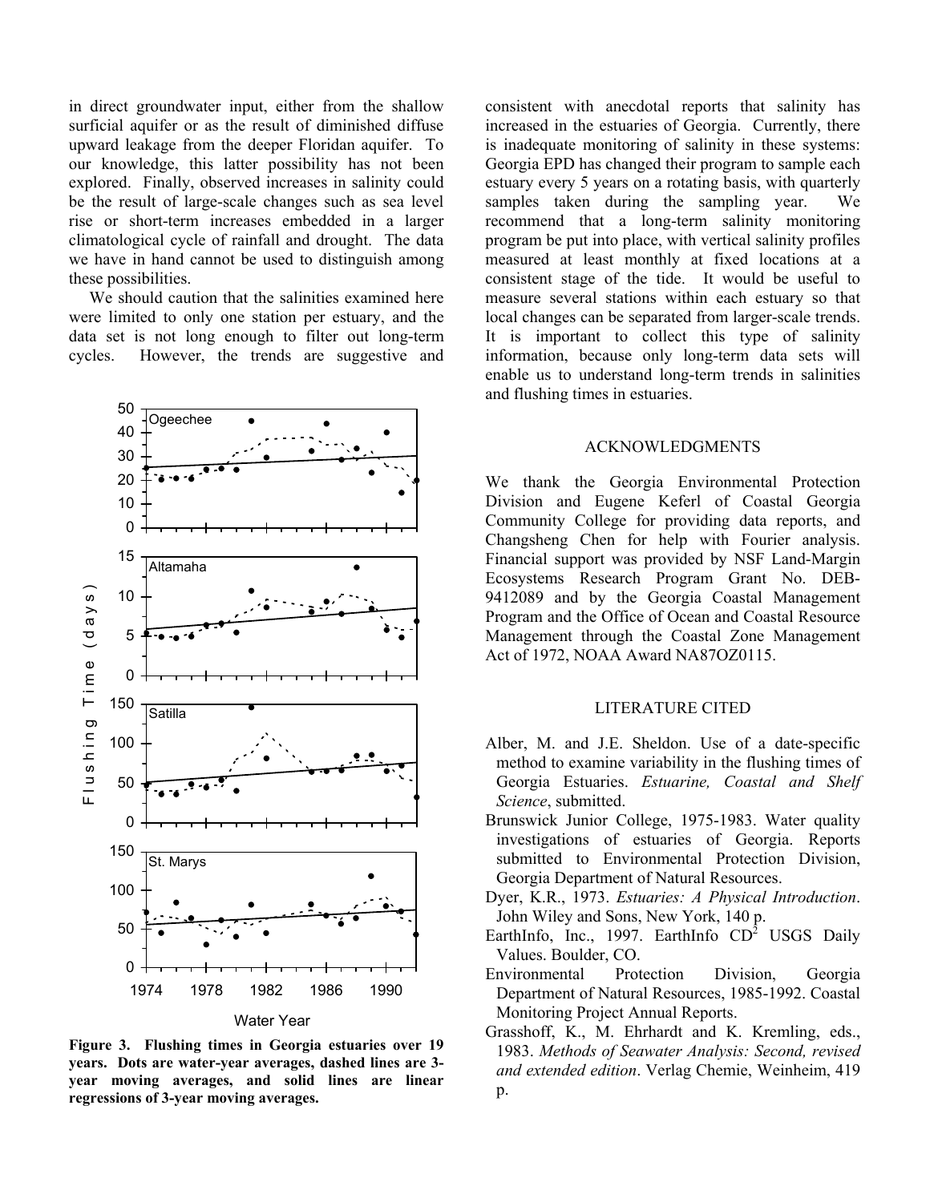in direct groundwater input, either from the shallow surficial aquifer or as the result of diminished diffuse upward leakage from the deeper Floridan aquifer. To our knowledge, this latter possibility has not been explored. Finally, observed increases in salinity could be the result of large-scale changes such as sea level rise or short-term increases embedded in a larger climatological cycle of rainfall and drought. The data we have in hand cannot be used to distinguish among these possibilities.

We should caution that the salinities examined here were limited to only one station per estuary, and the data set is not long enough to filter out long-term cycles. However, the trends are suggestive and consistent with anecdotal reports that salinity has increased in the estuaries of Georgia. Currently, there is inadequate monitoring of salinity in these systems: Georgia EPD has changed their program to sample each estuary every 5 years on a rotating basis, with quarterly samples taken during the sampling year. We recommend that a long-term salinity monitoring program be put into place, with vertical salinity profiles measured at least monthly at fixed locations at a consistent stage of the tide. It would be useful to measure several stations within each estuary so that local changes can be separated from larger-scale trends. It is important to collect this type of salinity information, because only long-term data sets will enable us to understand long-term trends in salinities and flushing times in estuaries.

**Figure 3. Flushing times in Georgia estuaries over 19 years. Dots are water-year averages, dashed lines are 3-year moving averages, and solid lines are linear regressions of 3-year moving averages.**

## ACKNOWLEDGMENTS

We thank the Georgia Environmental Protection Division and Eugene Keferl of Coastal Georgia Community College for providing data reports, and Changsheng Chen for help with Fourier analysis. Financial support was provided by NSF Land-Margin Ecosystems Research Program Grant No. DEB-9412089 and by the Georgia Coastal Management Program and the Office of Ocean and Coastal Resource Management through the Coastal Zone Management Act of 1972, NOAA Award NA87OZ0115.

## LITERATURE CITED

Alber, M. and J.E. Sheldon. Use of a date-specific method to examine variability in the flushing times of Georgia Estuaries. *Estuarine, Coastal and Shelf Science*, submitted.

Brunswick Junior College, 1975-1983. Water quality investigations of estuaries of Georgia. Reports submitted to Environmental Protection Division, Georgia Department of Natural Resources.

Dyer, K.R., 1973. *Estuaries: A Physical Introduction*. John Wiley and Sons, New York, 140 p.

EarthInfo, Inc., 1997. EarthInfo CD[2] USGS Daily Values. Boulder, CO.

Environmental Protection Division, Georgia Department of Natural Resources, 1985-1992. Coastal Monitoring Project Annual Reports.

Grasshoff, K., M. Ehrhardt and K. Kremling, eds., 1983. *Methods of Seawater Analysis: Second, revised and extended edition*. Verlag Chemie, Weinheim, 419 p.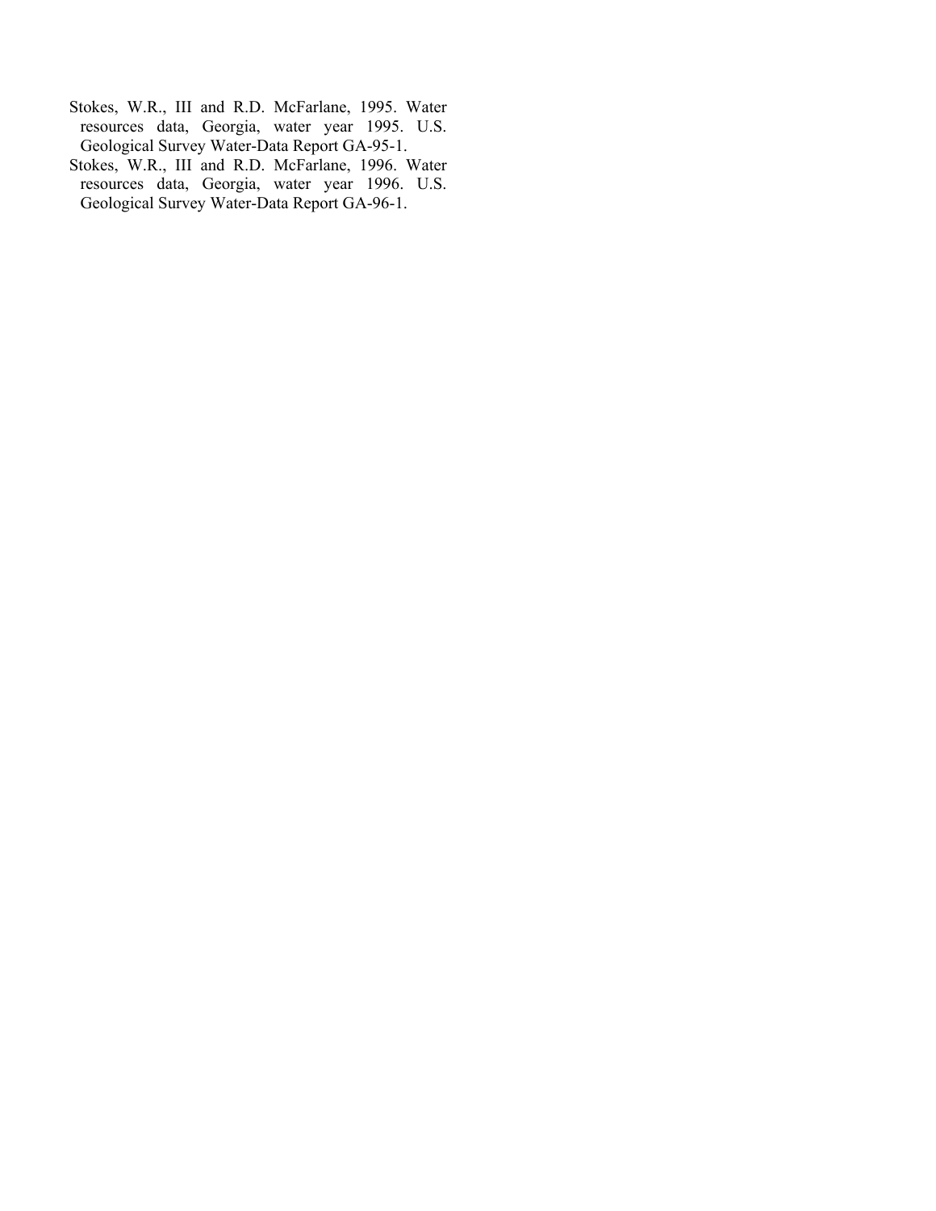Stokes, W.R., III and R.D. McFarlane, 1995. Water resources data, Georgia, water year 1995. U.S. Geological Survey Water-Data Report GA-95-1.

Stokes, W.R., III and R.D. McFarlane, 1996. Water resources data, Georgia, water year 1996. U.S. Geological Survey Water-Data Report GA-96-1.